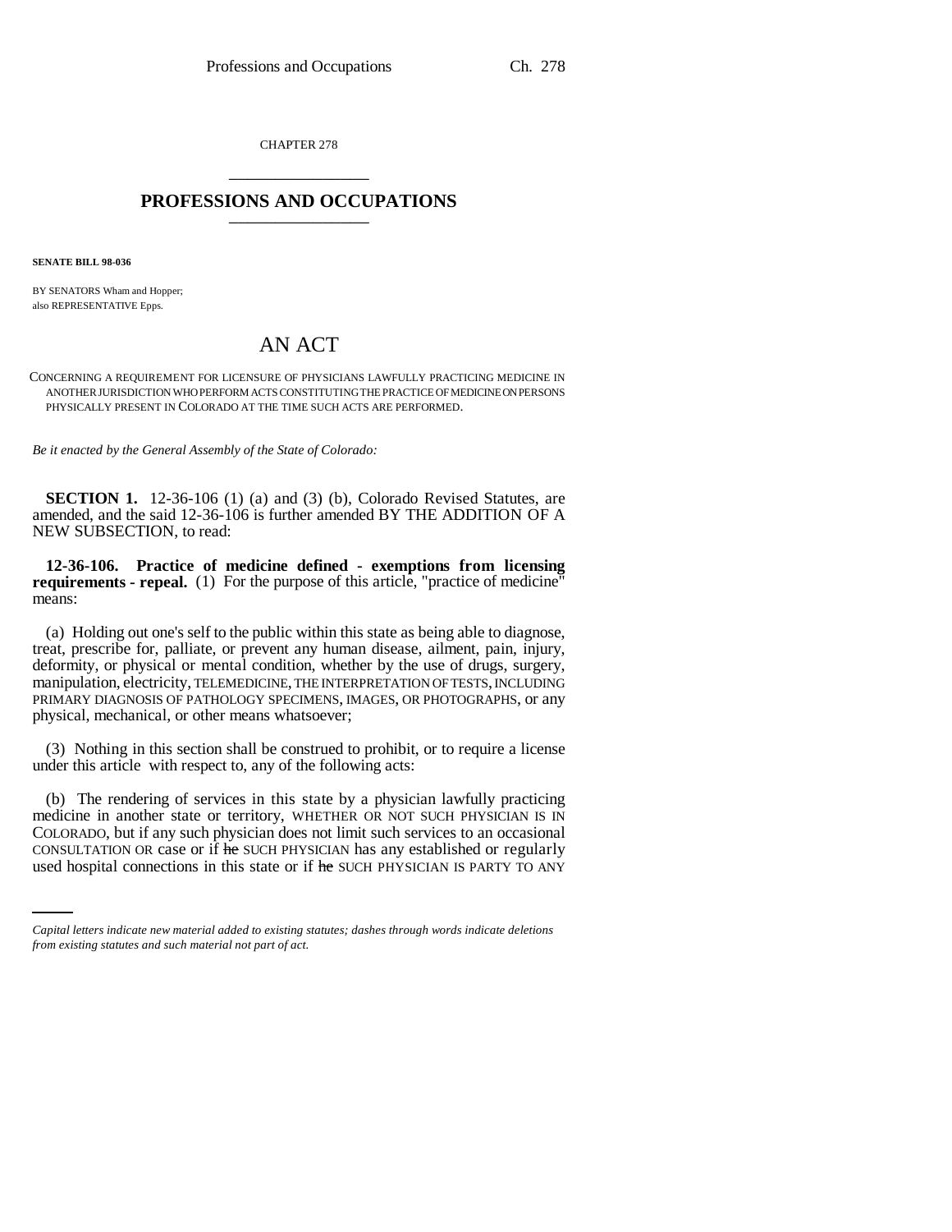CHAPTER 278

## PROFESSIONS AND OCCUPATIONS

**SENATE BILL 98-036**

BY SENATORS Wham and Hopper;
also REPRESENTATIVE Epps.

# AN ACT

CONCERNING A REQUIREMENT FOR LICENSURE OF PHYSICIANS LAWFULLY PRACTICING MEDICINE IN ANOTHER JURISDICTION WHO PERFORM ACTS CONSTITUTING THE PRACTICE OF MEDICINE ON PERSONS PHYSICALLY PRESENT IN COLORADO AT THE TIME SUCH ACTS ARE PERFORMED.

*Be it enacted by the General Assembly of the State of Colorado:*

**SECTION 1.** 12-36-106 (1) (a) and (3) (b), Colorado Revised Statutes, are amended, and the said 12-36-106 is further amended BY THE ADDITION OF A NEW SUBSECTION, to read:

**12-36-106. Practice of medicine defined - exemptions from licensing requirements - repeal.** (1) For the purpose of this article, "practice of medicine" means:

(a) Holding out one's self to the public within this state as being able to diagnose, treat, prescribe for, palliate, or prevent any human disease, ailment, pain, injury, deformity, or physical or mental condition, whether by the use of drugs, surgery, manipulation, electricity, TELEMEDICINE, THE INTERPRETATION OF TESTS, INCLUDING PRIMARY DIAGNOSIS OF PATHOLOGY SPECIMENS, IMAGES, OR PHOTOGRAPHS, or any physical, mechanical, or other means whatsoever;

(3) Nothing in this section shall be construed to prohibit, or to require a license under this article with respect to, any of the following acts:

(b) The rendering of services in this state by a physician lawfully practicing medicine in another state or territory, WHETHER OR NOT SUCH PHYSICIAN IS IN COLORADO, but if any such physician does not limit such services to an occasional CONSULTATION OR case or if ~~he~~ SUCH PHYSICIAN has any established or regularly used hospital connections in this state or if ~~he~~ SUCH PHYSICIAN IS PARTY TO ANY

*Capital letters indicate new material added to existing statutes; dashes through words indicate deletions from existing statutes and such material not part of act.*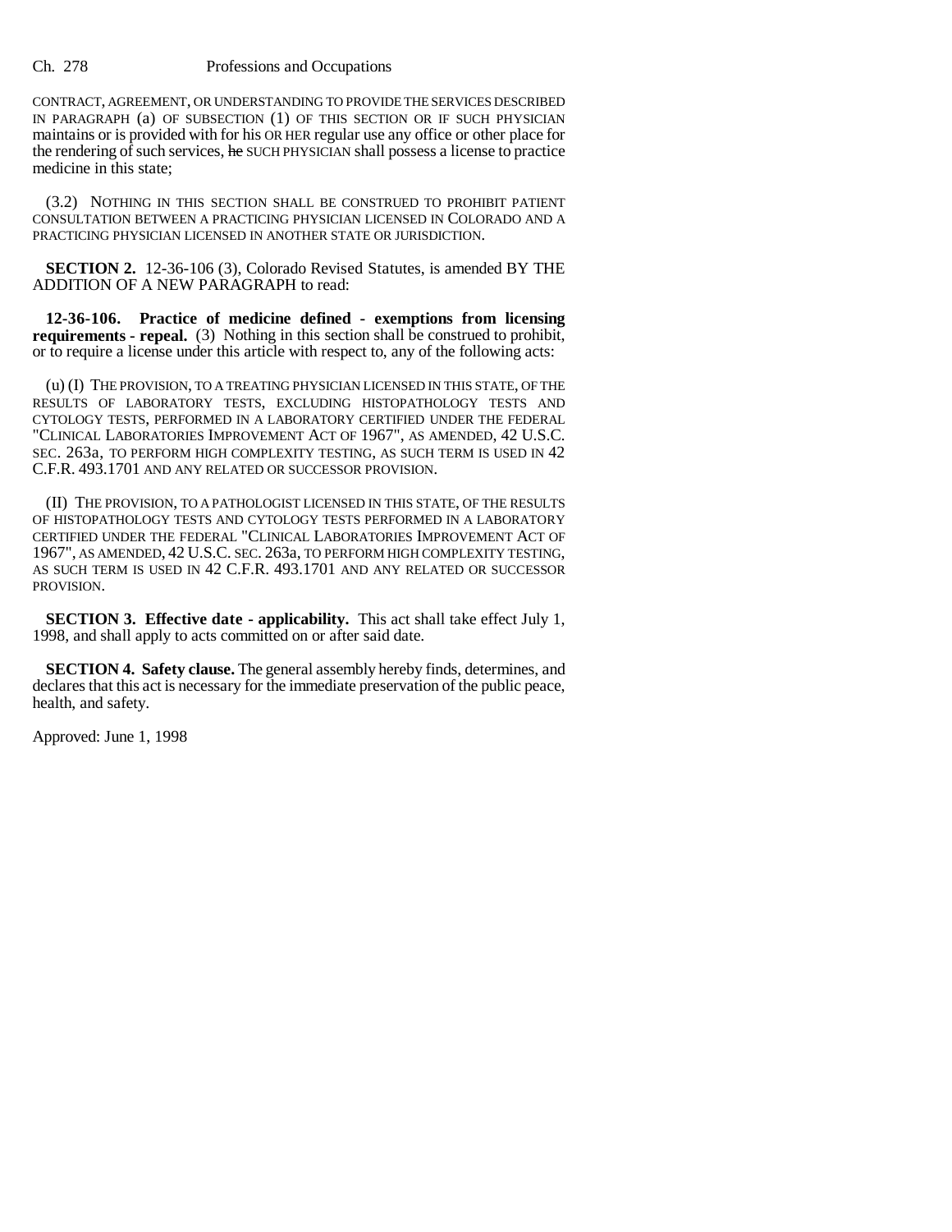CONTRACT, AGREEMENT, OR UNDERSTANDING TO PROVIDE THE SERVICES DESCRIBED IN PARAGRAPH (a) OF SUBSECTION (1) OF THIS SECTION OR IF SUCH PHYSICIAN maintains or is provided with for his OR HER regular use any office or other place for the rendering of such services, he SUCH PHYSICIAN shall possess a license to practice medicine in this state;

(3.2) NOTHING IN THIS SECTION SHALL BE CONSTRUED TO PROHIBIT PATIENT CONSULTATION BETWEEN A PRACTICING PHYSICIAN LICENSED IN COLORADO AND A PRACTICING PHYSICIAN LICENSED IN ANOTHER STATE OR JURISDICTION.

**SECTION 2.** 12-36-106 (3), Colorado Revised Statutes, is amended BY THE ADDITION OF A NEW PARAGRAPH to read:

**12-36-106. Practice of medicine defined - exemptions from licensing requirements - repeal.** (3) Nothing in this section shall be construed to prohibit, or to require a license under this article with respect to, any of the following acts:

(u) (I) THE PROVISION, TO A TREATING PHYSICIAN LICENSED IN THIS STATE, OF THE RESULTS OF LABORATORY TESTS, EXCLUDING HISTOPATHOLOGY TESTS AND CYTOLOGY TESTS, PERFORMED IN A LABORATORY CERTIFIED UNDER THE FEDERAL "CLINICAL LABORATORIES IMPROVEMENT ACT OF 1967", AS AMENDED, 42 U.S.C. SEC. 263a, TO PERFORM HIGH COMPLEXITY TESTING, AS SUCH TERM IS USED IN 42 C.F.R. 493.1701 AND ANY RELATED OR SUCCESSOR PROVISION.

(II) THE PROVISION, TO A PATHOLOGIST LICENSED IN THIS STATE, OF THE RESULTS OF HISTOPATHOLOGY TESTS AND CYTOLOGY TESTS PERFORMED IN A LABORATORY CERTIFIED UNDER THE FEDERAL "CLINICAL LABORATORIES IMPROVEMENT ACT OF 1967", AS AMENDED, 42 U.S.C. SEC. 263a, TO PERFORM HIGH COMPLEXITY TESTING, AS SUCH TERM IS USED IN 42 C.F.R. 493.1701 AND ANY RELATED OR SUCCESSOR PROVISION.

**SECTION 3. Effective date - applicability.** This act shall take effect July 1, 1998, and shall apply to acts committed on or after said date.

**SECTION 4. Safety clause.** The general assembly hereby finds, determines, and declares that this act is necessary for the immediate preservation of the public peace, health, and safety.

Approved: June 1, 1998